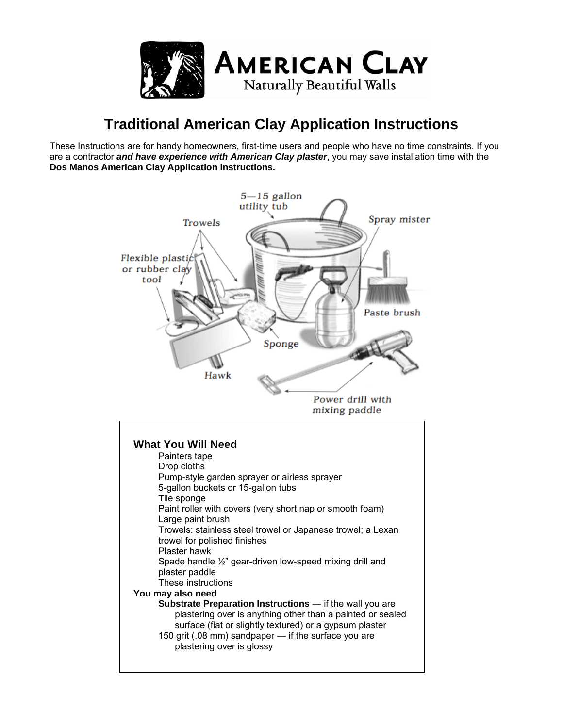# Traditional American Clay Application Instructions

These Instructions are for handy homeowners, first-time users and people who have no time constraints. If you are a contractor ***and have experience with American Clay plaster***, you may save installation time with the **Dos Manos American Clay Application Instructions.**

## What You Will Need

- Painters tape
- Drop cloths
- Pump-style garden sprayer or airless sprayer
- 5-gallon buckets or 15-gallon tubs
- Tile sponge
- Paint roller with covers (very short nap or smooth foam)
- Large paint brush
- Trowels: stainless steel trowel or Japanese trowel; a Lexan trowel for polished finishes
- Plaster hawk
- Spade handle ½" gear-driven low-speed mixing drill and plaster paddle
- These instructions

**You may also need**

- **Substrate Preparation Instructions** — if the wall you are plastering over is anything other than a painted or sealed surface (flat or slightly textured) or a gypsum plaster
- 150 grit (.08 mm) sandpaper — if the surface you are plastering over is glossy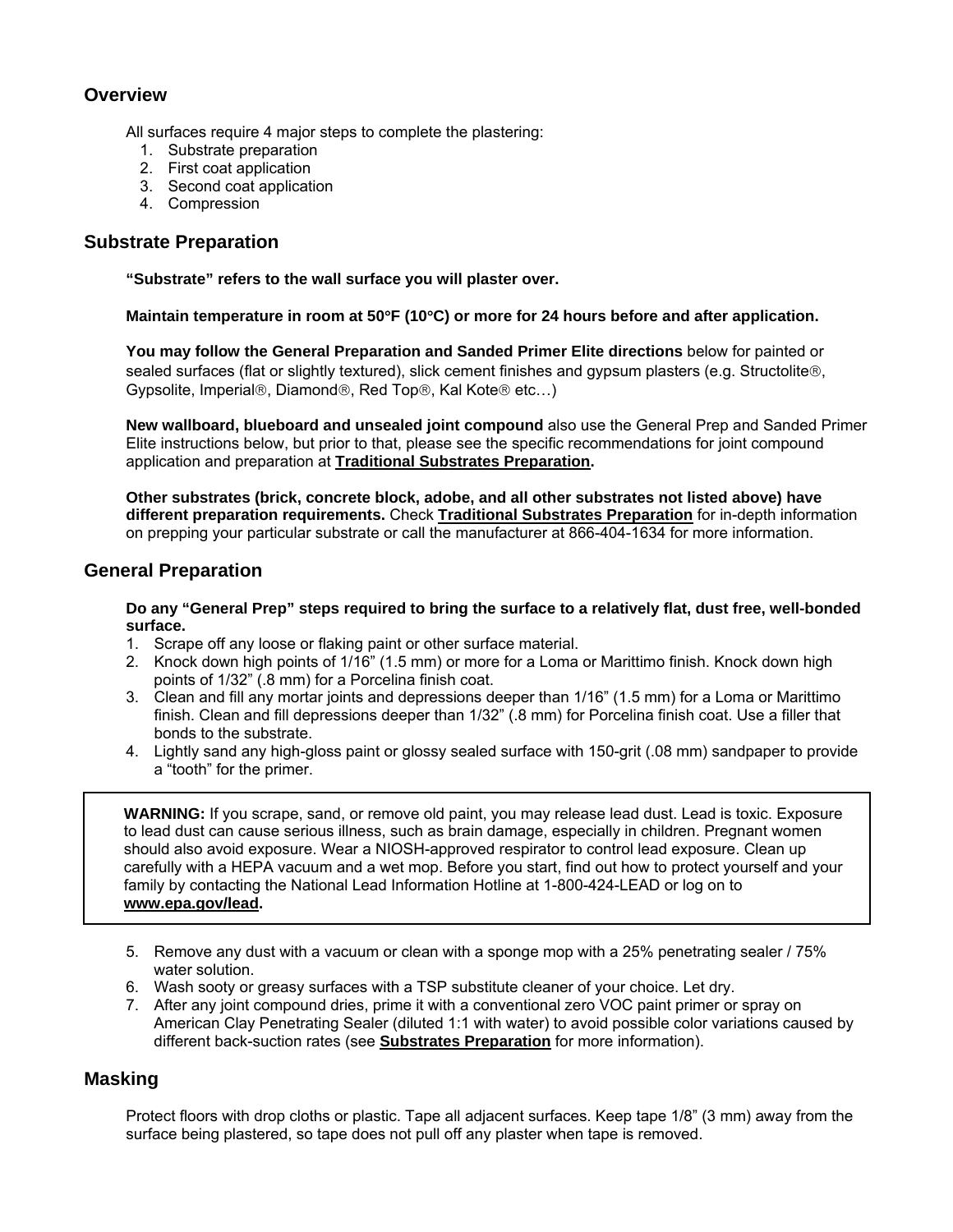## Overview

All surfaces require 4 major steps to complete the plastering:

1. Substrate preparation
2. First coat application
3. Second coat application
4. Compression

## Substrate Preparation

**"Substrate" refers to the wall surface you will plaster over.**

**Maintain temperature in room at 50°F (10°C) or more for 24 hours before and after application.**

**You may follow the General Preparation and Sanded Primer Elite directions** below for painted or sealed surfaces (flat or slightly textured), slick cement finishes and gypsum plasters (e.g. Structolite®, Gypsolite, Imperial®, Diamond®, Red Top®, Kal Kote® etc…)

**New wallboard, blueboard and unsealed joint compound** also use the General Prep and Sanded Primer Elite instructions below, but prior to that, please see the specific recommendations for joint compound application and preparation at **Traditional Substrates Preparation.**

**Other substrates (brick, concrete block, adobe, and all other substrates not listed above) have different preparation requirements.** Check **Traditional Substrates Preparation** for in-depth information on prepping your particular substrate or call the manufacturer at 866-404-1634 for more information.

## General Preparation

**Do any "General Prep" steps required to bring the surface to a relatively flat, dust free, well-bonded surface.**

1. Scrape off any loose or flaking paint or other surface material.
2. Knock down high points of 1/16" (1.5 mm) or more for a Loma or Marittimo finish. Knock down high points of 1/32" (.8 mm) for a Porcelina finish coat.
3. Clean and fill any mortar joints and depressions deeper than 1/16" (1.5 mm) for a Loma or Marittimo finish. Clean and fill depressions deeper than 1/32" (.8 mm) for Porcelina finish coat. Use a filler that bonds to the substrate.
4. Lightly sand any high-gloss paint or glossy sealed surface with 150-grit (.08 mm) sandpaper to provide a "tooth" for the primer.

> **WARNING:** If you scrape, sand, or remove old paint, you may release lead dust. Lead is toxic. Exposure to lead dust can cause serious illness, such as brain damage, especially in children. Pregnant women should also avoid exposure. Wear a NIOSH-approved respirator to control lead exposure. Clean up carefully with a HEPA vacuum and a wet mop. Before you start, find out how to protect yourself and your family by contacting the National Lead Information Hotline at 1-800-424-LEAD or log on to **www.epa.gov/lead**.

5. Remove any dust with a vacuum or clean with a sponge mop with a 25% penetrating sealer / 75% water solution.
6. Wash sooty or greasy surfaces with a TSP substitute cleaner of your choice. Let dry.
7. After any joint compound dries, prime it with a conventional zero VOC paint primer or spray on American Clay Penetrating Sealer (diluted 1:1 with water) to avoid possible color variations caused by different back-suction rates (see **Substrates Preparation** for more information).

## Masking

Protect floors with drop cloths or plastic. Tape all adjacent surfaces. Keep tape 1/8" (3 mm) away from the surface being plastered, so tape does not pull off any plaster when tape is removed.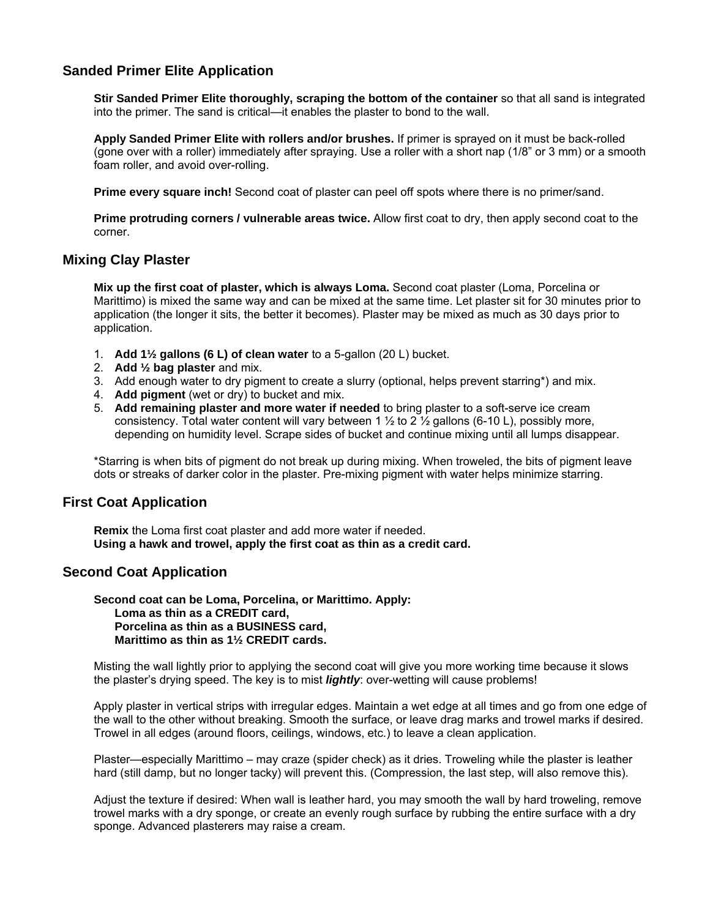## Sanded Primer Elite Application

**Stir Sanded Primer Elite thoroughly, scraping the bottom of the container** so that all sand is integrated into the primer. The sand is critical—it enables the plaster to bond to the wall.

**Apply Sanded Primer Elite with rollers and/or brushes.** If primer is sprayed on it must be back-rolled (gone over with a roller) immediately after spraying. Use a roller with a short nap (1/8" or 3 mm) or a smooth foam roller, and avoid over-rolling.

**Prime every square inch!** Second coat of plaster can peel off spots where there is no primer/sand.

**Prime protruding corners / vulnerable areas twice.** Allow first coat to dry, then apply second coat to the corner.

## Mixing Clay Plaster

**Mix up the first coat of plaster, which is always Loma.** Second coat plaster (Loma, Porcelina or Marittimo) is mixed the same way and can be mixed at the same time. Let plaster sit for 30 minutes prior to application (the longer it sits, the better it becomes). Plaster may be mixed as much as 30 days prior to application.

1. **Add 1½ gallons (6 L) of clean water** to a 5-gallon (20 L) bucket.
2. **Add ½ bag plaster** and mix.
3. Add enough water to dry pigment to create a slurry (optional, helps prevent starring*) and mix.
4. **Add pigment** (wet or dry) to bucket and mix.
5. **Add remaining plaster and more water if needed** to bring plaster to a soft-serve ice cream consistency. Total water content will vary between 1 ½ to 2 ½ gallons (6-10 L), possibly more, depending on humidity level. Scrape sides of bucket and continue mixing until all lumps disappear.

*Starring is when bits of pigment do not break up during mixing. When troweled, the bits of pigment leave dots or streaks of darker color in the plaster. Pre-mixing pigment with water helps minimize starring.

## First Coat Application

**Remix** the Loma first coat plaster and add more water if needed.
**Using a hawk and trowel, apply the first coat as thin as a credit card.**

## Second Coat Application

**Second coat can be Loma, Porcelina, or Marittimo. Apply:**
**Loma as thin as a CREDIT card,**
**Porcelina as thin as a BUSINESS card,**
**Marittimo as thin as 1½ CREDIT cards.**

Misting the wall lightly prior to applying the second coat will give you more working time because it slows the plaster's drying speed. The key is to mist ***lightly***: over-wetting will cause problems!

Apply plaster in vertical strips with irregular edges. Maintain a wet edge at all times and go from one edge of the wall to the other without breaking. Smooth the surface, or leave drag marks and trowel marks if desired. Trowel in all edges (around floors, ceilings, windows, etc.) to leave a clean application.

Plaster—especially Marittimo – may craze (spider check) as it dries. Troweling while the plaster is leather hard (still damp, but no longer tacky) will prevent this. (Compression, the last step, will also remove this).

Adjust the texture if desired: When wall is leather hard, you may smooth the wall by hard troweling, remove trowel marks with a dry sponge, or create an evenly rough surface by rubbing the entire surface with a dry sponge. Advanced plasterers may raise a cream.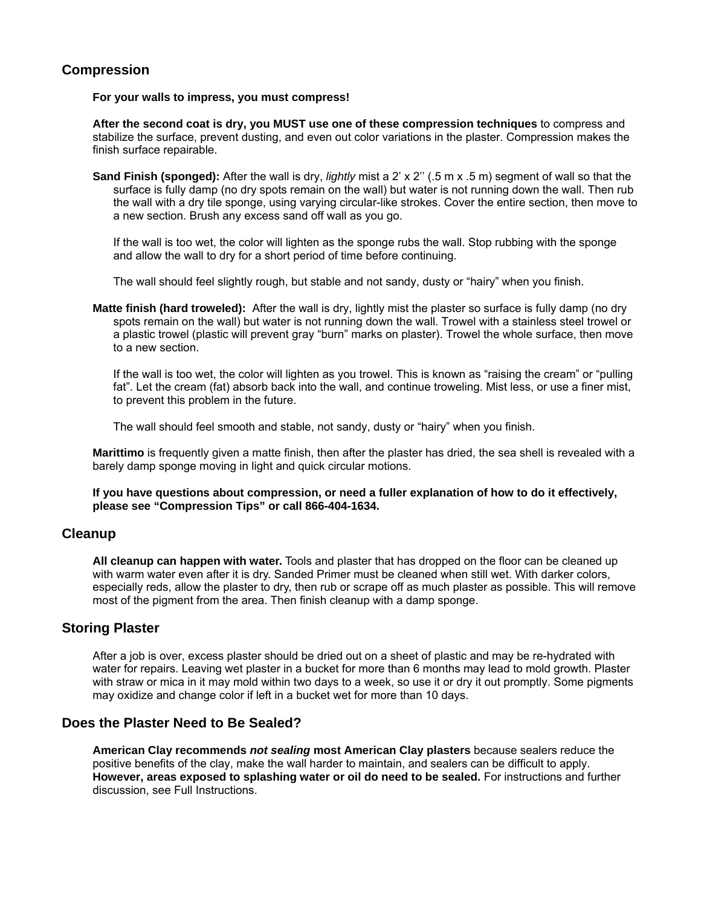## Compression

**For your walls to impress, you must compress!**

**After the second coat is dry, you MUST use one of these compression techniques** to compress and stabilize the surface, prevent dusting, and even out color variations in the plaster. Compression makes the finish surface repairable.

**Sand Finish (sponged):** After the wall is dry, *lightly* mist a 2' x 2'' (.5 m x .5 m) segment of wall so that the surface is fully damp (no dry spots remain on the wall) but water is not running down the wall. Then rub the wall with a dry tile sponge, using varying circular-like strokes. Cover the entire section, then move to a new section. Brush any excess sand off wall as you go.

If the wall is too wet, the color will lighten as the sponge rubs the wall. Stop rubbing with the sponge and allow the wall to dry for a short period of time before continuing.

The wall should feel slightly rough, but stable and not sandy, dusty or "hairy" when you finish.

**Matte finish (hard troweled):** After the wall is dry, lightly mist the plaster so surface is fully damp (no dry spots remain on the wall) but water is not running down the wall. Trowel with a stainless steel trowel or a plastic trowel (plastic will prevent gray "burn" marks on plaster). Trowel the whole surface, then move to a new section.

If the wall is too wet, the color will lighten as you trowel. This is known as "raising the cream" or "pulling fat". Let the cream (fat) absorb back into the wall, and continue troweling. Mist less, or use a finer mist, to prevent this problem in the future.

The wall should feel smooth and stable, not sandy, dusty or "hairy" when you finish.

**Marittimo** is frequently given a matte finish, then after the plaster has dried, the sea shell is revealed with a barely damp sponge moving in light and quick circular motions.

**If you have questions about compression, or need a fuller explanation of how to do it effectively, please see "Compression Tips" or call 866-404-1634.**

## Cleanup

**All cleanup can happen with water.** Tools and plaster that has dropped on the floor can be cleaned up with warm water even after it is dry. Sanded Primer must be cleaned when still wet. With darker colors, especially reds, allow the plaster to dry, then rub or scrape off as much plaster as possible. This will remove most of the pigment from the area. Then finish cleanup with a damp sponge.

## Storing Plaster

After a job is over, excess plaster should be dried out on a sheet of plastic and may be re-hydrated with water for repairs. Leaving wet plaster in a bucket for more than 6 months may lead to mold growth. Plaster with straw or mica in it may mold within two days to a week, so use it or dry it out promptly. Some pigments may oxidize and change color if left in a bucket wet for more than 10 days.

## Does the Plaster Need to Be Sealed?

**American Clay recommends *not sealing* most American Clay plasters** because sealers reduce the positive benefits of the clay, make the wall harder to maintain, and sealers can be difficult to apply. **However, areas exposed to splashing water or oil do need to be sealed.** For instructions and further discussion, see Full Instructions.